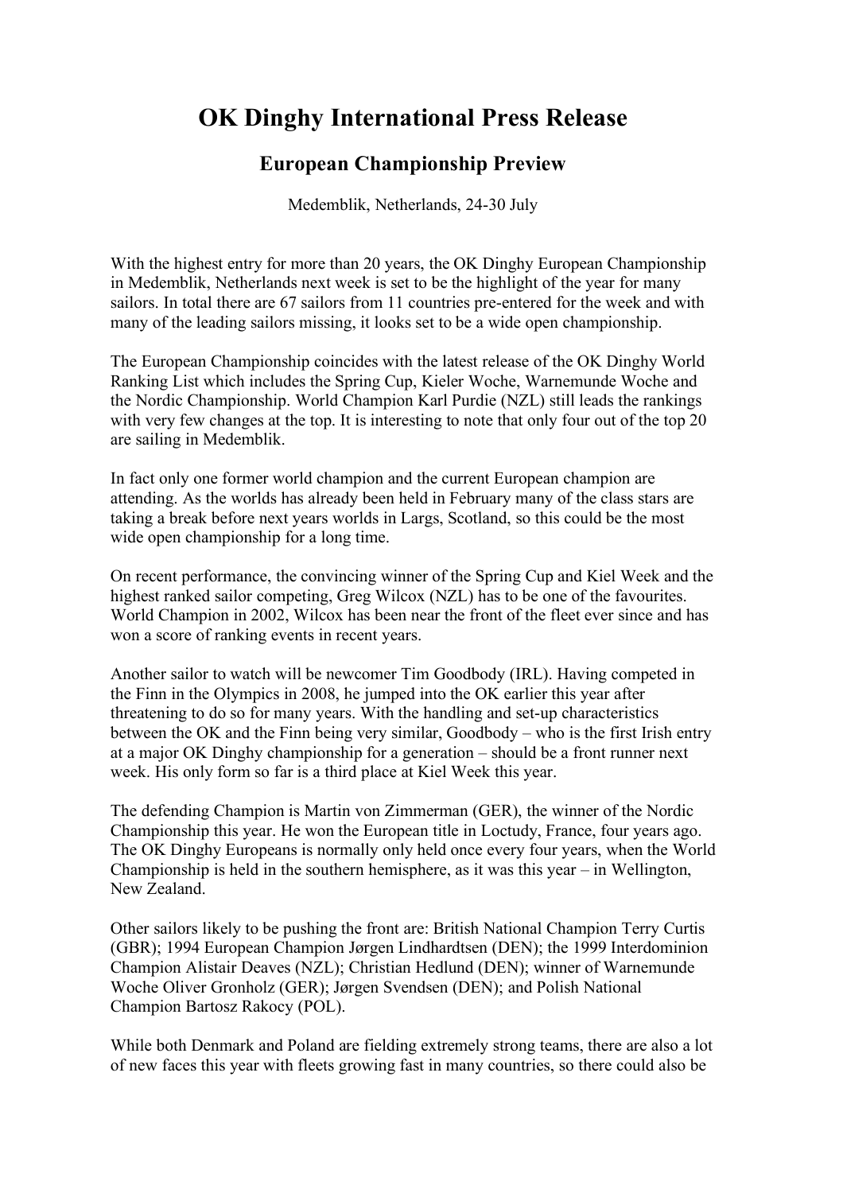# OK Dinghy International Press Release

## European Championship Preview

Medemblik, Netherlands, 24-30 July

With the highest entry for more than 20 years, the OK Dinghy European Championship in Medemblik, Netherlands next week is set to be the highlight of the year for many sailors. In total there are 67 sailors from 11 countries pre-entered for the week and with many of the leading sailors missing, it looks set to be a wide open championship.

The European Championship coincides with the latest release of the OK Dinghy World Ranking List which includes the Spring Cup, Kieler Woche, Warnemunde Woche and the Nordic Championship. World Champion Karl Purdie (NZL) still leads the rankings with very few changes at the top. It is interesting to note that only four out of the top 20 are sailing in Medemblik.

In fact only one former world champion and the current European champion are attending. As the worlds has already been held in February many of the class stars are taking a break before next years worlds in Largs, Scotland, so this could be the most wide open championship for a long time.

On recent performance, the convincing winner of the Spring Cup and Kiel Week and the highest ranked sailor competing, Greg Wilcox (NZL) has to be one of the favourites. World Champion in 2002, Wilcox has been near the front of the fleet ever since and has won a score of ranking events in recent years.

Another sailor to watch will be newcomer Tim Goodbody (IRL). Having competed in the Finn in the Olympics in 2008, he jumped into the OK earlier this year after threatening to do so for many years. With the handling and set-up characteristics between the OK and the Finn being very similar, Goodbody – who is the first Irish entry at a major OK Dinghy championship for a generation – should be a front runner next week. His only form so far is a third place at Kiel Week this year.

The defending Champion is Martin von Zimmerman (GER), the winner of the Nordic Championship this year. He won the European title in Loctudy, France, four years ago. The OK Dinghy Europeans is normally only held once every four years, when the World Championship is held in the southern hemisphere, as it was this year – in Wellington, New Zealand.

Other sailors likely to be pushing the front are: British National Champion Terry Curtis (GBR); 1994 European Champion Jørgen Lindhardtsen (DEN); the 1999 Interdominion Champion Alistair Deaves (NZL); Christian Hedlund (DEN); winner of Warnemunde Woche Oliver Gronholz (GER); Jørgen Svendsen (DEN); and Polish National Champion Bartosz Rakocy (POL).

While both Denmark and Poland are fielding extremely strong teams, there are also a lot of new faces this year with fleets growing fast in many countries, so there could also be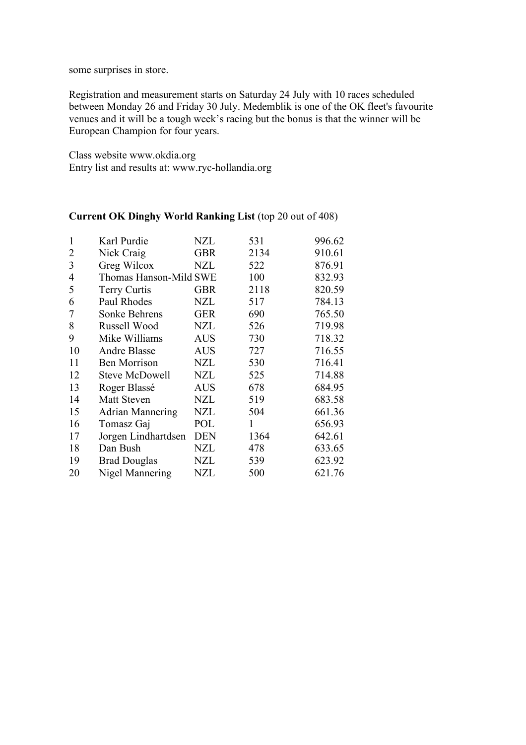some surprises in store.

Registration and measurement starts on Saturday 24 July with 10 races scheduled between Monday 26 and Friday 30 July. Medemblik is one of the OK fleet's favourite venues and it will be a tough week's racing but the bonus is that the winner will be European Champion for four years.

Class website www.okdia.org
Entry list and results at: www.ryc-hollandia.org

**Current OK Dinghy World Ranking List** (top 20 out of 408)

| | | | | |
|---|---|---|---|---|
| 1 | Karl Purdie | NZL | 531 | 996.62 |
| 2 | Nick Craig | GBR | 2134 | 910.61 |
| 3 | Greg Wilcox | NZL | 522 | 876.91 |
| 4 | Thomas Hanson-Mild | SWE | 100 | 832.93 |
| 5 | Terry Curtis | GBR | 2118 | 820.59 |
| 6 | Paul Rhodes | NZL | 517 | 784.13 |
| 7 | Sonke Behrens | GER | 690 | 765.50 |
| 8 | Russell Wood | NZL | 526 | 719.98 |
| 9 | Mike Williams | AUS | 730 | 718.32 |
| 10 | Andre Blasse | AUS | 727 | 716.55 |
| 11 | Ben Morrison | NZL | 530 | 716.41 |
| 12 | Steve McDowell | NZL | 525 | 714.88 |
| 13 | Roger Blassé | AUS | 678 | 684.95 |
| 14 | Matt Steven | NZL | 519 | 683.58 |
| 15 | Adrian Mannering | NZL | 504 | 661.36 |
| 16 | Tomasz Gaj | POL | 1 | 656.93 |
| 17 | Jorgen Lindhartdsen | DEN | 1364 | 642.61 |
| 18 | Dan Bush | NZL | 478 | 633.65 |
| 19 | Brad Douglas | NZL | 539 | 623.92 |
| 20 | Nigel Mannering | NZL | 500 | 621.76 |